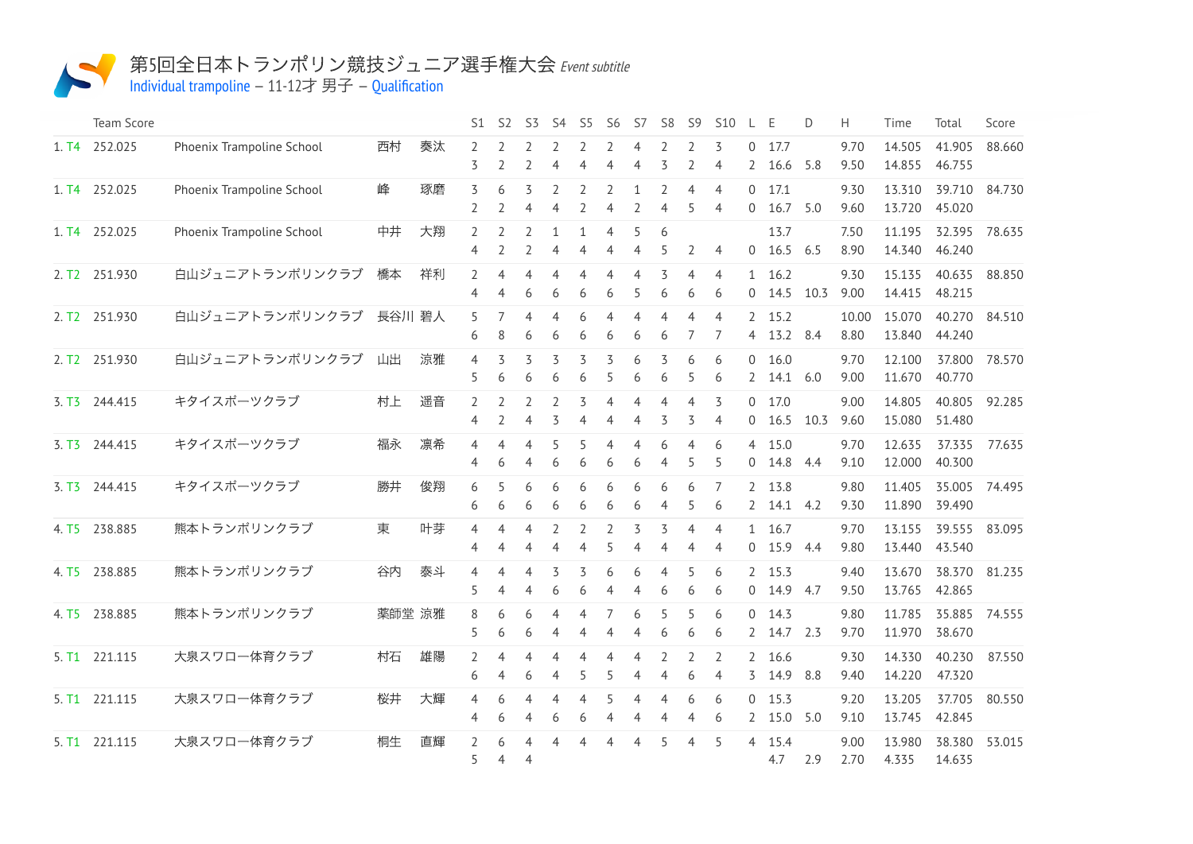# 第5回全日本トランポリン競技ジュニア選手権大会 *Event subtitle*

Individual trampoline – 11-12才 男子 – Qualification

| | Team Score | | | | S1 | S2 | S3 | S4 | S5 | S6 | S7 | S8 | S9 | S10 | L | E | D | H | Time | Total | Score |
|---|---|---|---|---|---|---|---|---|---|---|---|---|---|---|---|---|---|---|---|---|---|
| 1. T4 | 252.025 | Phoenix Trampoline School | 西村 | 奏汰 | 2 | 2 | 2 | 2 | 2 | 2 | 4 | 2 | 2 | 3 | 0 | 17.7 | | 9.70 | 14.505 | 41.905 | 88.660 |
| | | | | | 3 | 2 | 2 | 4 | 4 | 4 | 4 | 3 | 2 | 4 | 2 | 16.6 | 5.8 | 9.50 | 14.855 | 46.755 | |
| 1. T4 | 252.025 | Phoenix Trampoline School | 峰 | 琢磨 | 3 | 6 | 3 | 2 | 2 | 2 | 1 | 2 | 4 | 4 | 0 | 17.1 | | 9.30 | 13.310 | 39.710 | 84.730 |
| | | | | | 2 | 2 | 4 | 4 | 2 | 4 | 2 | 4 | 5 | 4 | 0 | 16.7 | 5.0 | 9.60 | 13.720 | 45.020 | |
| 1. T4 | 252.025 | Phoenix Trampoline School | 中井 | 大翔 | 2 | 2 | 2 | 1 | 1 | 4 | 5 | 6 | | | | 13.7 | | 7.50 | 11.195 | 32.395 | 78.635 |
| | | | | | 4 | 2 | 2 | 4 | 4 | 4 | 4 | 5 | 2 | 4 | 0 | 16.5 | 6.5 | 8.90 | 14.340 | 46.240 | |
| 2. T2 | 251.930 | 白山ジュニアトランポリンクラブ | 橋本 | 祥利 | 2 | 4 | 4 | 4 | 4 | 4 | 4 | 3 | 4 | 4 | 1 | 16.2 | | 9.30 | 15.135 | 40.635 | 88.850 |
| | | | | | 4 | 4 | 6 | 6 | 6 | 6 | 5 | 6 | 6 | 6 | 0 | 14.5 | 10.3 | 9.00 | 14.415 | 48.215 | |
| 2. T2 | 251.930 | 白山ジュニアトランポリンクラブ | 長谷川 | 碧人 | 5 | 7 | 4 | 4 | 6 | 4 | 4 | 4 | 4 | 4 | 2 | 15.2 | | 10.00 | 15.070 | 40.270 | 84.510 |
| | | | | | 6 | 8 | 6 | 6 | 6 | 6 | 6 | 6 | 7 | 7 | 4 | 13.2 | 8.4 | 8.80 | 13.840 | 44.240 | |
| 2. T2 | 251.930 | 白山ジュニアトランポリンクラブ | 山出 | 涼雅 | 4 | 3 | 3 | 3 | 3 | 3 | 6 | 3 | 6 | 6 | 0 | 16.0 | | 9.70 | 12.100 | 37.800 | 78.570 |
| | | | | | 5 | 6 | 6 | 6 | 6 | 5 | 6 | 6 | 5 | 6 | 2 | 14.1 | 6.0 | 9.00 | 11.670 | 40.770 | |
| 3. T3 | 244.415 | キタイスポーツクラブ | 村上 | 遥音 | 2 | 2 | 2 | 2 | 3 | 4 | 4 | 4 | 4 | 3 | 0 | 17.0 | | 9.00 | 14.805 | 40.805 | 92.285 |
| | | | | | 4 | 2 | 4 | 3 | 4 | 4 | 4 | 3 | 3 | 4 | 0 | 16.5 | 10.3 | 9.60 | 15.080 | 51.480 | |
| 3. T3 | 244.415 | キタイスポーツクラブ | 福永 | 凛希 | 4 | 4 | 4 | 5 | 5 | 4 | 4 | 6 | 4 | 6 | 4 | 15.0 | | 9.70 | 12.635 | 37.335 | 77.635 |
| | | | | | 4 | 6 | 4 | 6 | 6 | 6 | 6 | 4 | 5 | 5 | 0 | 14.8 | 4.4 | 9.10 | 12.000 | 40.300 | |
| 3. T3 | 244.415 | キタイスポーツクラブ | 勝井 | 俊翔 | 6 | 5 | 6 | 6 | 6 | 6 | 6 | 6 | 6 | 7 | 2 | 13.8 | | 9.80 | 11.405 | 35.005 | 74.495 |
| | | | | | 6 | 6 | 6 | 6 | 6 | 6 | 6 | 4 | 5 | 6 | 2 | 14.1 | 4.2 | 9.30 | 11.890 | 39.490 | |
| 4. T5 | 238.885 | 熊本トランポリンクラブ | 東 | 叶芽 | 4 | 4 | 4 | 2 | 2 | 2 | 3 | 3 | 4 | 4 | 1 | 16.7 | | 9.70 | 13.155 | 39.555 | 83.095 |
| | | | | | 4 | 4 | 4 | 4 | 4 | 5 | 4 | 4 | 4 | 4 | 0 | 15.9 | 4.4 | 9.80 | 13.440 | 43.540 | |
| 4. T5 | 238.885 | 熊本トランポリンクラブ | 谷内 | 泰斗 | 4 | 4 | 4 | 3 | 3 | 6 | 6 | 4 | 5 | 6 | 2 | 15.3 | | 9.40 | 13.670 | 38.370 | 81.235 |
| | | | | | 5 | 4 | 4 | 6 | 6 | 4 | 4 | 6 | 6 | 6 | 0 | 14.9 | 4.7 | 9.50 | 13.765 | 42.865 | |
| 4. T5 | 238.885 | 熊本トランポリンクラブ | 薬師堂 | 涼雅 | 8 | 6 | 6 | 4 | 4 | 7 | 6 | 5 | 5 | 6 | 0 | 14.3 | | 9.80 | 11.785 | 35.885 | 74.555 |
| | | | | | 5 | 6 | 6 | 4 | 4 | 4 | 4 | 6 | 6 | 6 | 2 | 14.7 | 2.3 | 9.70 | 11.970 | 38.670 | |
| 5. T1 | 221.115 | 大泉スワロー体育クラブ | 村石 | 雄陽 | 2 | 4 | 4 | 4 | 4 | 4 | 4 | 2 | 2 | 2 | 2 | 16.6 | | 9.30 | 14.330 | 40.230 | 87.550 |
| | | | | | 6 | 4 | 6 | 4 | 5 | 5 | 4 | 4 | 6 | 4 | 3 | 14.9 | 8.8 | 9.40 | 14.220 | 47.320 | |
| 5. T1 | 221.115 | 大泉スワロー体育クラブ | 桜井 | 大輝 | 4 | 6 | 4 | 4 | 4 | 5 | 4 | 4 | 6 | 6 | 0 | 15.3 | | 9.20 | 13.205 | 37.705 | 80.550 |
| | | | | | 4 | 6 | 4 | 6 | 6 | 4 | 4 | 4 | 4 | 6 | 2 | 15.0 | 5.0 | 9.10 | 13.745 | 42.845 | |
| 5. T1 | 221.115 | 大泉スワロー体育クラブ | 桐生 | 直輝 | 2 | 6 | 4 | 4 | 4 | 4 | 4 | 5 | 4 | 5 | 4 | 15.4 | | 9.00 | 13.980 | 38.380 | 53.015 |
| | | | | | 5 | 4 | 4 | | | | | | | | | 4.7 | 2.9 | 2.70 | 4.335 | 14.635 | |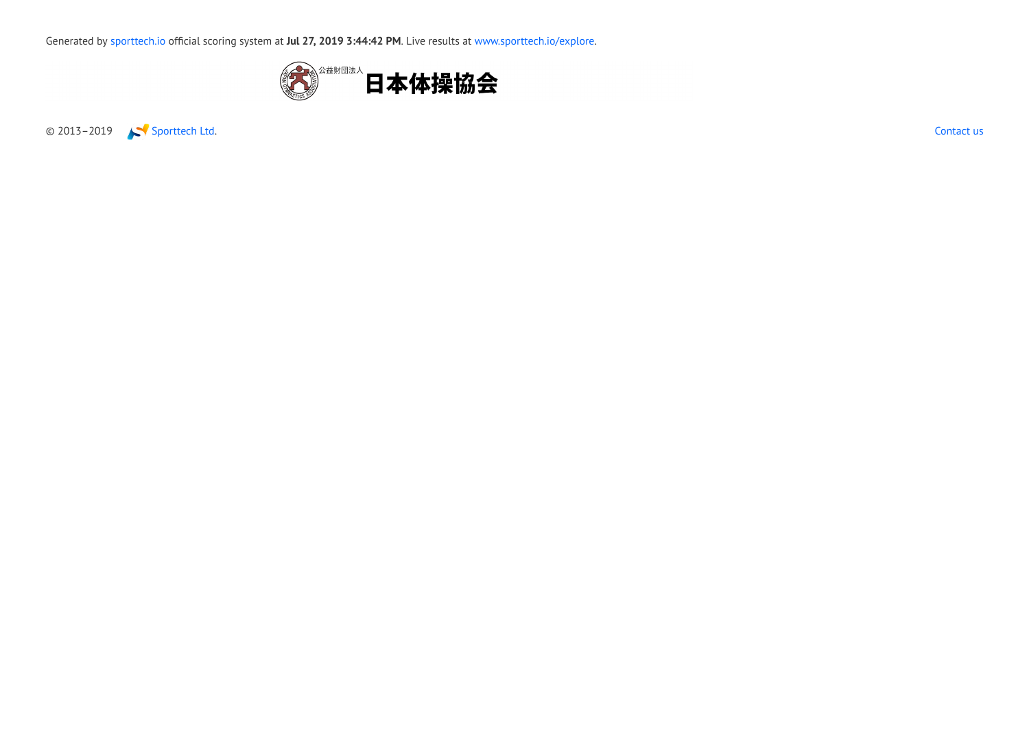Generated by sporttech.io official scoring system at **Jul 27, 2019 3:44:42 PM**. Live results at www.sporttech.io/explore.

公益財団法人 日本体操協会

© 2013–2019 Sporttech Ltd.

Contact us